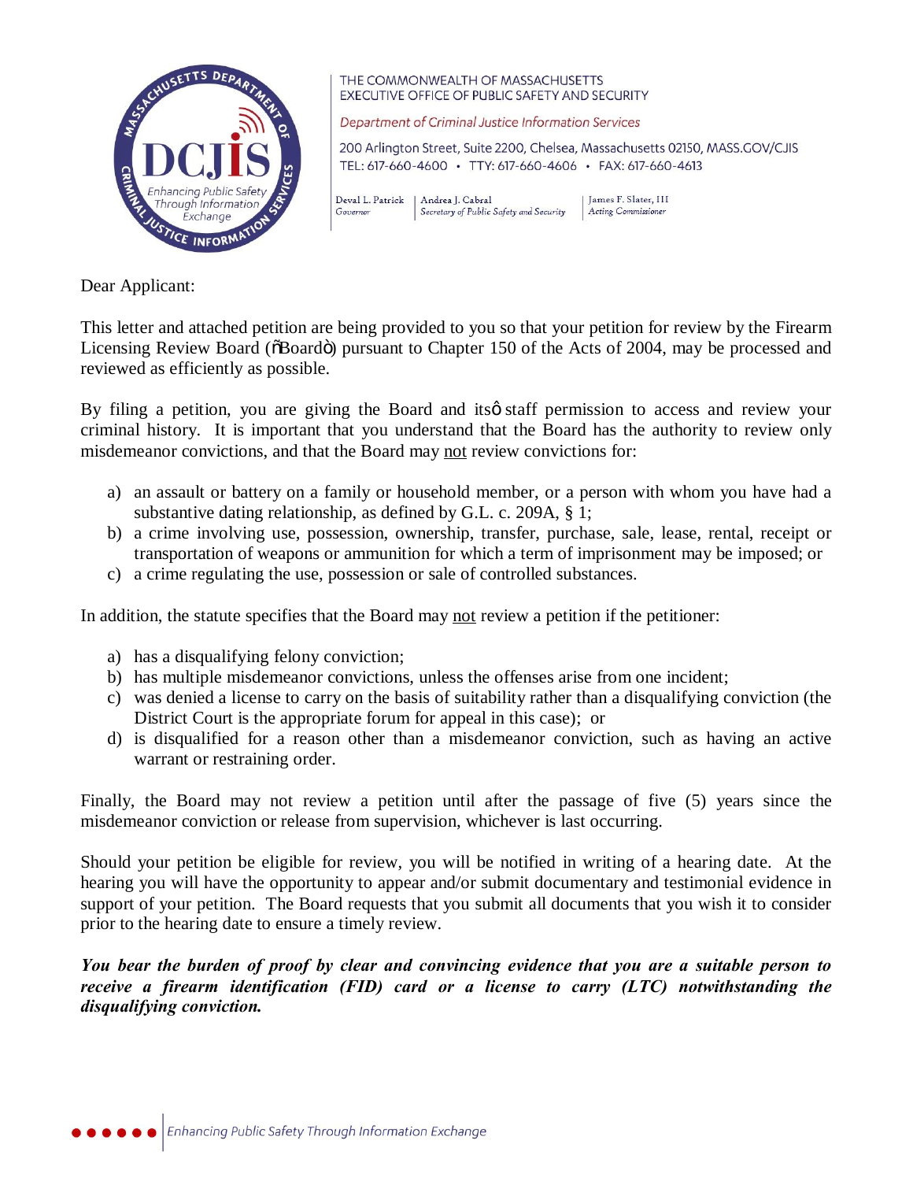THE COMMONWEALTH OF MASSACHUSETTS
EXECUTIVE OFFICE OF PUBLIC SAFETY AND SECURITY

*Department of Criminal Justice Information Services*

200 Arlington Street, Suite 2200, Chelsea, Massachusetts 02150, MASS.GOV/CJIS
TEL: 617-660-4600 • TTY: 617-660-4606 • FAX: 617-660-4613

| Deval L. Patrick | Andrea J. Cabral | James F. Slater, III |
|---|---|---|
| *Governor* | *Secretary of Public Safety and Security* | *Acting Commissioner* |

Dear Applicant:

This letter and attached petition are being provided to you so that your petition for review by the Firearm Licensing Review Board (õBoardö) pursuant to Chapter 150 of the Acts of 2004, may be processed and reviewed as efficiently as possible.

By filing a petition, you are giving the Board and itsø staff permission to access and review your criminal history. It is important that you understand that the Board has the authority to review only misdemeanor convictions, and that the Board may not review convictions for:

a) an assault or battery on a family or household member, or a person with whom you have had a substantive dating relationship, as defined by G.L. c. 209A, § 1;
b) a crime involving use, possession, ownership, transfer, purchase, sale, lease, rental, receipt or transportation of weapons or ammunition for which a term of imprisonment may be imposed; or
c) a crime regulating the use, possession or sale of controlled substances.

In addition, the statute specifies that the Board may not review a petition if the petitioner:

a) has a disqualifying felony conviction;
b) has multiple misdemeanor convictions, unless the offenses arise from one incident;
c) was denied a license to carry on the basis of suitability rather than a disqualifying conviction (the District Court is the appropriate forum for appeal in this case); or
d) is disqualified for a reason other than a misdemeanor conviction, such as having an active warrant or restraining order.

Finally, the Board may not review a petition until after the passage of five (5) years since the misdemeanor conviction or release from supervision, whichever is last occurring.

Should your petition be eligible for review, you will be notified in writing of a hearing date. At the hearing you will have the opportunity to appear and/or submit documentary and testimonial evidence in support of your petition. The Board requests that you submit all documents that you wish it to consider prior to the hearing date to ensure a timely review.

***You bear the burden of proof by clear and convincing evidence that you are a suitable person to receive a firearm identification (FID) card or a license to carry (LTC) notwithstanding the disqualifying conviction.***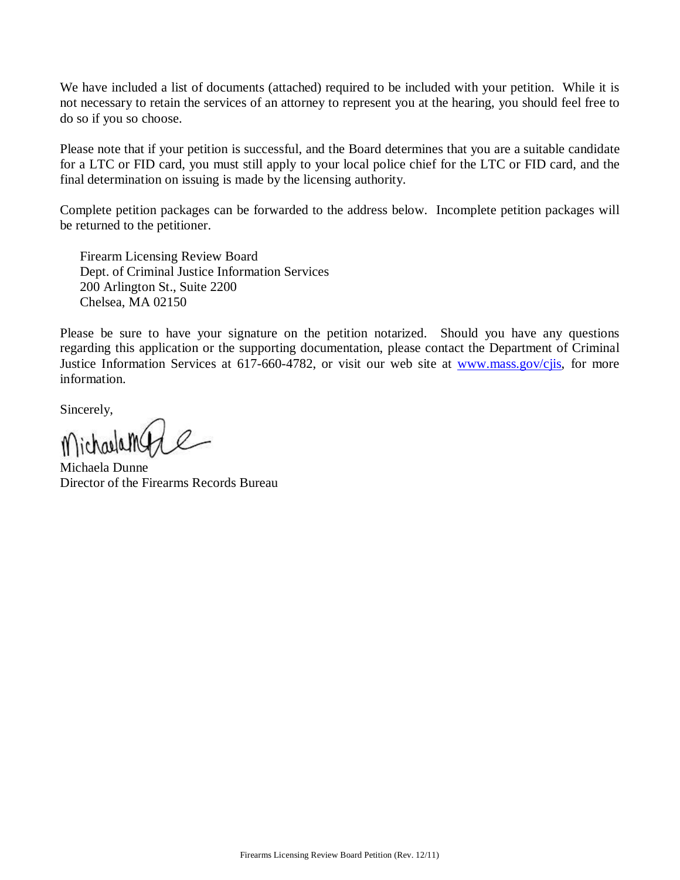We have included a list of documents (attached) required to be included with your petition. While it is not necessary to retain the services of an attorney to represent you at the hearing, you should feel free to do so if you so choose.

Please note that if your petition is successful, and the Board determines that you are a suitable candidate for a LTC or FID card, you must still apply to your local police chief for the LTC or FID card, and the final determination on issuing is made by the licensing authority.

Complete petition packages can be forwarded to the address below. Incomplete petition packages will be returned to the petitioner.

Firearm Licensing Review Board  
Dept. of Criminal Justice Information Services  
200 Arlington St., Suite 2200  
Chelsea, MA 02150

Please be sure to have your signature on the petition notarized. Should you have any questions regarding this application or the supporting documentation, please contact the Department of Criminal Justice Information Services at 617-660-4782, or visit our web site at [www.mass.gov/cjis](http://www.mass.gov/cjis), for more information.

Sincerely,

Michaela Dunne  
Director of the Firearms Records Bureau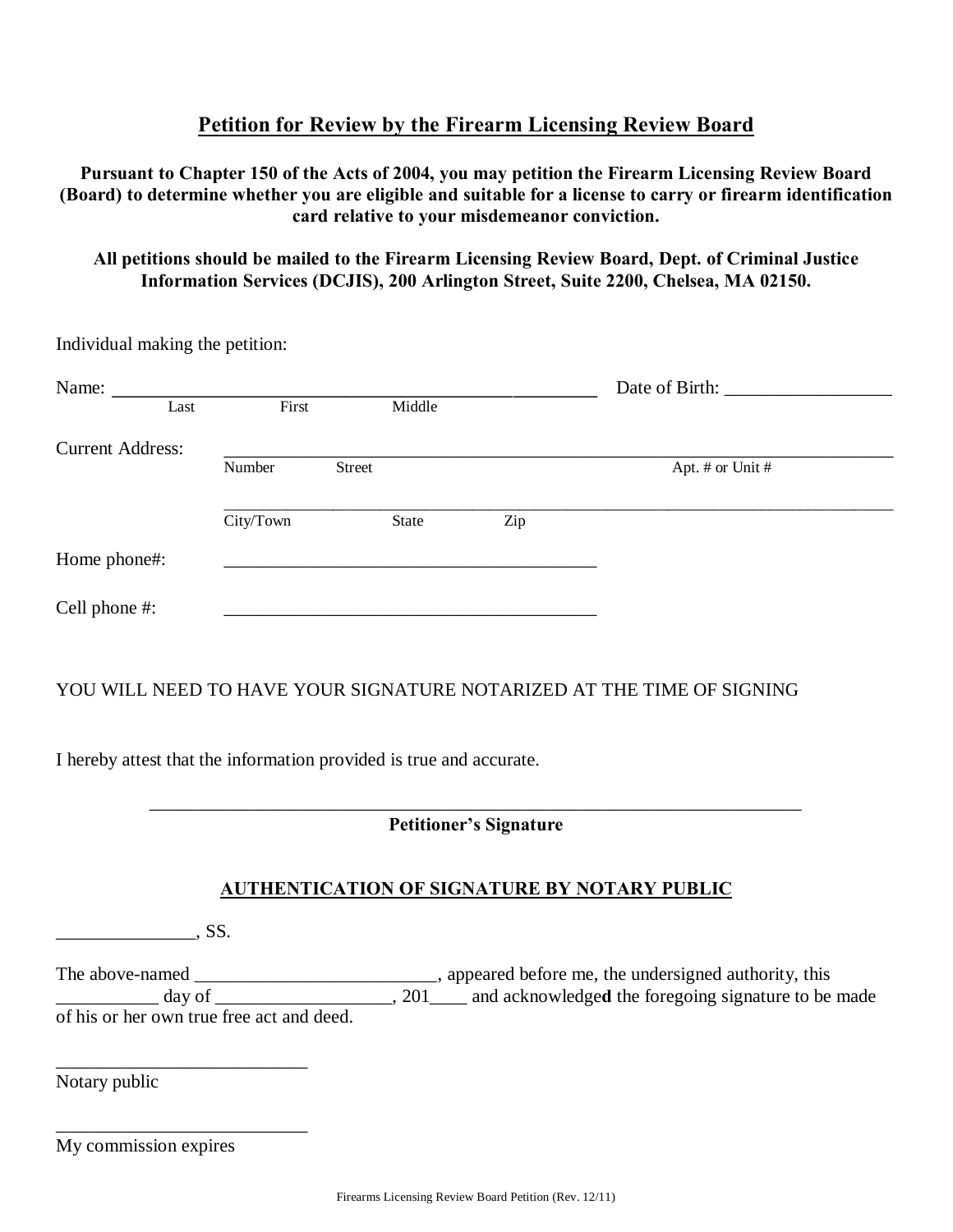## Petition for Review by the Firearm Licensing Review Board

**Pursuant to Chapter 150 of the Acts of 2004, you may petition the Firearm Licensing Review Board (Board) to determine whether you are eligible and suitable for a license to carry or firearm identification card relative to your misdemeanor conviction.**

**All petitions should be mailed to the Firearm Licensing Review Board, Dept. of Criminal Justice Information Services (DCJIS), 200 Arlington Street, Suite 2200, Chelsea, MA 02150.**

Individual making the petition:

Name: ______________________________________________________ Date of Birth: __________________
Last First Middle

Current Address: ________________________________________________________________________
Number Street Apt. # or Unit #

________________________________________________________________________
City/Town State Zip

Home phone#: ________________________________________

Cell phone #: ________________________________________

YOU WILL NEED TO HAVE YOUR SIGNATURE NOTARIZED AT THE TIME OF SIGNING

I hereby attest that the information provided is true and accurate.

________________________________________________________________________
**Petitioner's Signature**

### AUTHENTICATION OF SIGNATURE BY NOTARY PUBLIC

_______________, SS.

The above-named __________________________, appeared before me, the undersigned authority, this ___________ day of ___________________, 201____ and acknowledged the foregoing signature to be made of his or her own true free act and deed.

___________________________
Notary public

___________________________
My commission expires

Firearms Licensing Review Board Petition (Rev. 12/11)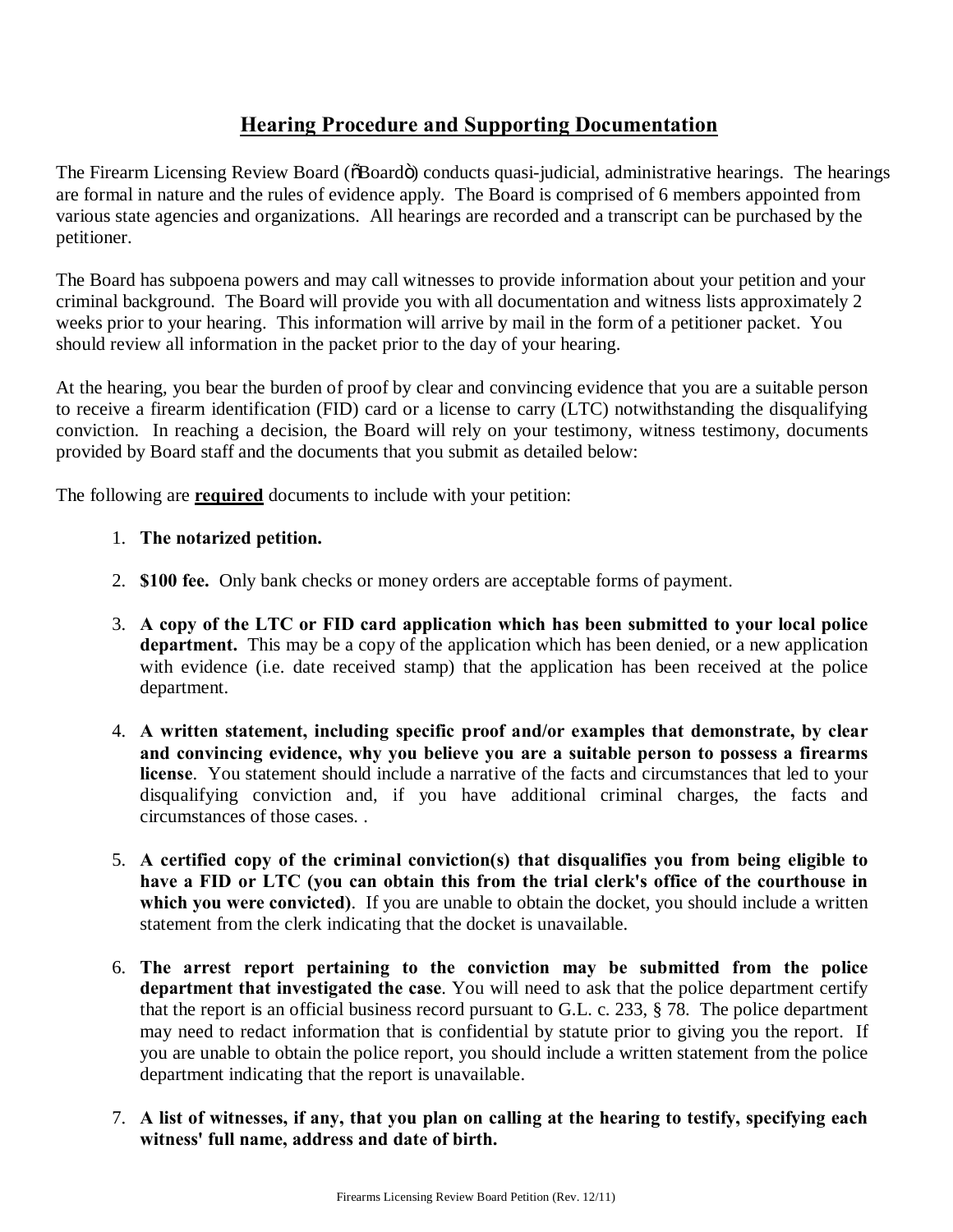## Hearing Procedure and Supporting Documentation

The Firearm Licensing Review Board ("Board") conducts quasi-judicial, administrative hearings. The hearings are formal in nature and the rules of evidence apply. The Board is comprised of 6 members appointed from various state agencies and organizations. All hearings are recorded and a transcript can be purchased by the petitioner.

The Board has subpoena powers and may call witnesses to provide information about your petition and your criminal background. The Board will provide you with all documentation and witness lists approximately 2 weeks prior to your hearing. This information will arrive by mail in the form of a petitioner packet. You should review all information in the packet prior to the day of your hearing.

At the hearing, you bear the burden of proof by clear and convincing evidence that you are a suitable person to receive a firearm identification (FID) card or a license to carry (LTC) notwithstanding the disqualifying conviction. In reaching a decision, the Board will rely on your testimony, witness testimony, documents provided by Board staff and the documents that you submit as detailed below:

The following are **required** documents to include with your petition:

1. **The notarized petition.**

2. **$100 fee.** Only bank checks or money orders are acceptable forms of payment.

3. **A copy of the LTC or FID card application which has been submitted to your local police department.** This may be a copy of the application which has been denied, or a new application with evidence (i.e. date received stamp) that the application has been received at the police department.

4. **A written statement, including specific proof and/or examples that demonstrate, by clear and convincing evidence, why you believe you are a suitable person to possess a firearms license**. You statement should include a narrative of the facts and circumstances that led to your disqualifying conviction and, if you have additional criminal charges, the facts and circumstances of those cases. .

5. **A certified copy of the criminal conviction(s) that disqualifies you from being eligible to have a FID or LTC (you can obtain this from the trial clerk's office of the courthouse in which you were convicted)**. If you are unable to obtain the docket, you should include a written statement from the clerk indicating that the docket is unavailable.

6. **The arrest report pertaining to the conviction may be submitted from the police department that investigated the case**. You will need to ask that the police department certify that the report is an official business record pursuant to G.L. c. 233, § 78. The police department may need to redact information that is confidential by statute prior to giving you the report. If you are unable to obtain the police report, you should include a written statement from the police department indicating that the report is unavailable.

7. **A list of witnesses, if any, that you plan on calling at the hearing to testify, specifying each witness' full name, address and date of birth.**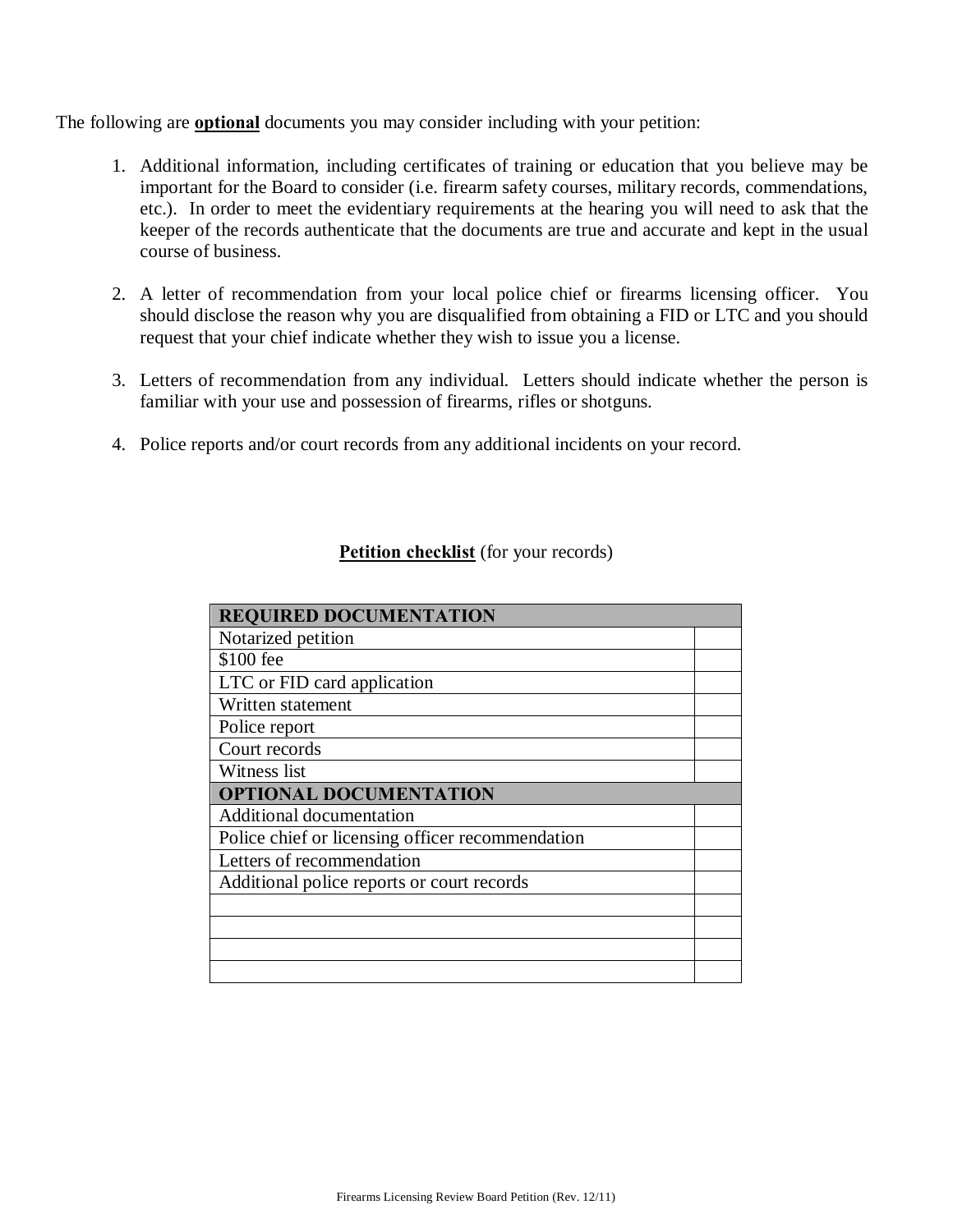The following are **optional** documents you may consider including with your petition:

1. Additional information, including certificates of training or education that you believe may be important for the Board to consider (i.e. firearm safety courses, military records, commendations, etc.). In order to meet the evidentiary requirements at the hearing you will need to ask that the keeper of the records authenticate that the documents are true and accurate and kept in the usual course of business.

2. A letter of recommendation from your local police chief or firearms licensing officer. You should disclose the reason why you are disqualified from obtaining a FID or LTC and you should request that your chief indicate whether they wish to issue you a license.

3. Letters of recommendation from any individual. Letters should indicate whether the person is familiar with your use and possession of firearms, rifles or shotguns.

4. Police reports and/or court records from any additional incidents on your record.

**Petition checklist** (for your records)

| | |
|---|---|
| **REQUIRED DOCUMENTATION** | |
| Notarized petition | |
| $100 fee | |
| LTC or FID card application | |
| Written statement | |
| Police report | |
| Court records | |
| Witness list | |
| **OPTIONAL DOCUMENTATION** | |
| Additional documentation | |
| Police chief or licensing officer recommendation | |
| Letters of recommendation | |
| Additional police reports or court records | |
| | |
| | |
| | |
| | |

Firearms Licensing Review Board Petition (Rev. 12/11)